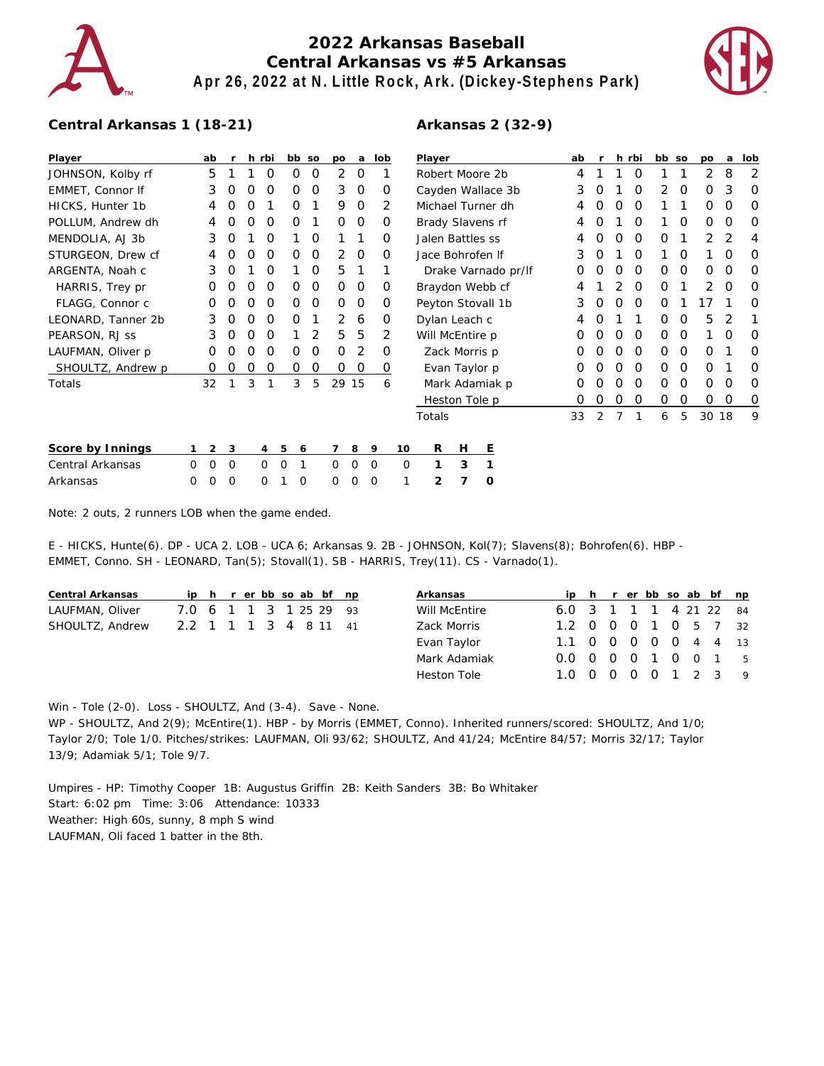# 2022 Arkansas Baseball
## Central Arkansas vs #5 Arkansas
### Apr 26, 2022 at N. Little Rock, Ark. (Dickey-Stephens Park)

### Central Arkansas 1 (18-21)

| Player | ab | r | h | rbi | bb | so | po | a | lob |
|---|---|---|---|---|---|---|---|---|---|
| JOHNSON, Kolby rf | 5 | 1 | 1 | 0 | 0 | 0 | 2 | 0 | 1 |
| EMMET, Connor lf | 3 | 0 | 0 | 0 | 0 | 0 | 3 | 0 | 0 |
| HICKS, Hunter 1b | 4 | 0 | 0 | 1 | 0 | 1 | 9 | 0 | 2 |
| POLLUM, Andrew dh | 4 | 0 | 0 | 0 | 0 | 1 | 0 | 0 | 0 |
| MENDOLIA, AJ 3b | 3 | 0 | 1 | 0 | 1 | 0 | 1 | 1 | 0 |
| STURGEON, Drew cf | 4 | 0 | 0 | 0 | 0 | 0 | 2 | 0 | 0 |
| ARGENTA, Noah c | 3 | 0 | 1 | 0 | 1 | 0 | 5 | 1 | 1 |
| HARRIS, Trey pr | 0 | 0 | 0 | 0 | 0 | 0 | 0 | 0 | 0 |
| FLAGG, Connor c | 0 | 0 | 0 | 0 | 0 | 0 | 0 | 0 | 0 |
| LEONARD, Tanner 2b | 3 | 0 | 0 | 0 | 0 | 1 | 2 | 6 | 0 |
| PEARSON, RJ ss | 3 | 0 | 0 | 0 | 1 | 2 | 5 | 5 | 2 |
| LAUFMAN, Oliver p | 0 | 0 | 0 | 0 | 0 | 0 | 0 | 2 | 0 |
| SHOULTZ, Andrew p | 0 | 0 | 0 | 0 | 0 | 0 | 0 | 0 | 0 |
| Totals | 32 | 1 | 3 | 1 | 3 | 5 | 29 | 15 | 6 |

### Arkansas 2 (32-9)

| Player | ab | r | h | rbi | bb | so | po | a | lob |
|---|---|---|---|---|---|---|---|---|---|
| Robert Moore 2b | 4 | 1 | 1 | 0 | 1 | 1 | 2 | 8 | 2 |
| Cayden Wallace 3b | 3 | 0 | 1 | 0 | 2 | 0 | 0 | 3 | 0 |
| Michael Turner dh | 4 | 0 | 0 | 0 | 1 | 1 | 0 | 0 | 0 |
| Brady Slavens rf | 4 | 0 | 1 | 0 | 1 | 0 | 0 | 0 | 0 |
| Jalen Battles ss | 4 | 0 | 0 | 0 | 0 | 1 | 2 | 2 | 4 |
| Jace Bohrofen lf | 3 | 0 | 1 | 0 | 1 | 0 | 1 | 0 | 0 |
| Drake Varnado pr/lf | 0 | 0 | 0 | 0 | 0 | 0 | 0 | 0 | 0 |
| Braydon Webb cf | 4 | 1 | 2 | 0 | 0 | 1 | 2 | 0 | 0 |
| Peyton Stovall 1b | 3 | 0 | 0 | 0 | 0 | 1 | 17 | 1 | 0 |
| Dylan Leach c | 4 | 0 | 1 | 1 | 0 | 0 | 5 | 2 | 1 |
| Will McEntire p | 0 | 0 | 0 | 0 | 0 | 0 | 1 | 0 | 0 |
| Zack Morris p | 0 | 0 | 0 | 0 | 0 | 0 | 0 | 1 | 0 |
| Evan Taylor p | 0 | 0 | 0 | 0 | 0 | 0 | 0 | 1 | 0 |
| Mark Adamiak p | 0 | 0 | 0 | 0 | 0 | 0 | 0 | 0 | 0 |
| Heston Tole p | 0 | 0 | 0 | 0 | 0 | 0 | 0 | 0 | 0 |
| Totals | 33 | 2 | 7 | 1 | 6 | 5 | 30 | 18 | 9 |

| Score by Innings | 1 | 2 | 3 | 4 | 5 | 6 | 7 | 8 | 9 | 10 | R | H | E |
|---|---|---|---|---|---|---|---|---|---|---|---|---|---|
| Central Arkansas | 0 | 0 | 0 | 0 | 0 | 1 | 0 | 0 | 0 | 0 | 1 | 3 | 1 |
| Arkansas | 0 | 0 | 0 | 0 | 1 | 0 | 0 | 0 | 0 | 1 | 2 | 7 | 0 |

Note: 2 outs, 2 runners LOB when the game ended.

E - HICKS, Hunte(6). DP - UCA 2. LOB - UCA 6; Arkansas 9. 2B - JOHNSON, Kol(7); Slavens(8); Bohrofen(6). HBP - EMMET, Conno. SH - LEONARD, Tan(5); Stovall(1). SB - HARRIS, Trey(11). CS - Varnado(1).

| Central Arkansas | ip | h | r | er | bb | so | ab | bf | np |
|---|---|---|---|---|---|---|---|---|---|
| LAUFMAN, Oliver | 7.0 | 6 | 1 | 1 | 3 | 1 | 25 | 29 | 93 |
| SHOULTZ, Andrew | 2.2 | 1 | 1 | 1 | 3 | 4 | 8 | 11 | 41 |

| Arkansas | ip | h | r | er | bb | so | ab | bf | np |
|---|---|---|---|---|---|---|---|---|---|
| Will McEntire | 6.0 | 3 | 1 | 1 | 1 | 4 | 21 | 22 | 84 |
| Zack Morris | 1.2 | 0 | 0 | 0 | 1 | 0 | 5 | 7 | 32 |
| Evan Taylor | 1.1 | 0 | 0 | 0 | 0 | 0 | 4 | 4 | 13 |
| Mark Adamiak | 0.0 | 0 | 0 | 0 | 1 | 0 | 0 | 1 | 5 |
| Heston Tole | 1.0 | 0 | 0 | 0 | 0 | 1 | 2 | 3 | 9 |

Win - Tole (2-0). Loss - SHOULTZ, And (3-4). Save - None.
WP - SHOULTZ, And 2(9); McEntire(1). HBP - by Morris (EMMET, Conno). Inherited runners/scored: SHOULTZ, And 1/0; Taylor 2/0; Tole 1/0. Pitches/strikes: LAUFMAN, Oli 93/62; SHOULTZ, And 41/24; McEntire 84/57; Morris 32/17; Taylor 13/9; Adamiak 5/1; Tole 9/7.

Umpires - HP: Timothy Cooper 1B: Augustus Griffin 2B: Keith Sanders 3B: Bo Whitaker
Start: 6:02 pm Time: 3:06 Attendance: 10333
Weather: High 60s, sunny, 8 mph S wind
LAUFMAN, Oli faced 1 batter in the 8th.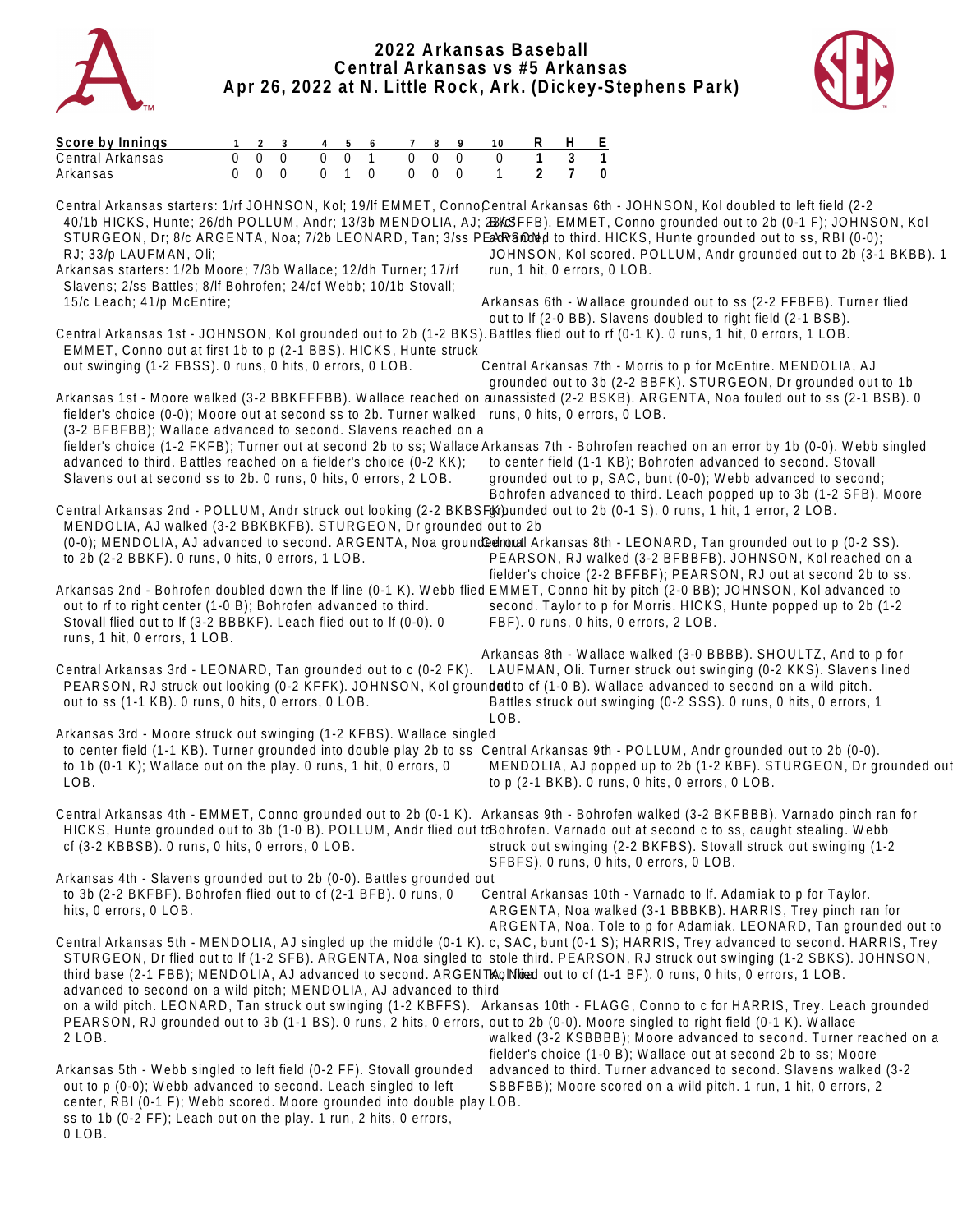# 2022 Arkansas Baseball
## Central Arkansas vs #5 Arkansas
### Apr 26, 2022 at N. Little Rock, Ark. (Dickey-Stephens Park)

| Score by Innings | 1 | 2 | 3 | 4 | 5 | 6 | 7 | 8 | 9 | 10 | R | H | E |
|---|---|---|---|---|---|---|---|---|---|---|---|---|---|
| Central Arkansas | 0 | 0 | 0 | 0 | 0 | 1 | 0 | 0 | 0 | 0 | 1 | 3 | 1 |
| Arkansas | 0 | 0 | 0 | 0 | 1 | 0 | 0 | 0 | 0 | 1 | 2 | 7 | 0 |

Central Arkansas starters: 1/rf JOHNSON, Kol; 19/lf EMMET, Conno; 40/1b HICKS, Hunte; 26/dh POLLUM, Andr; 13/3b MENDOLIA, AJ; 23/cf STURGEON, Dr; 8/c ARGENTA, Noa; 7/2b LEONARD, Tan; 3/ss PEARSON, RJ; 33/p LAUFMAN, Oli;

Arkansas starters: 1/2b Moore; 7/3b Wallace; 12/dh Turner; 17/rf Slavens; 2/ss Battles; 8/lf Bohrofen; 24/cf Webb; 10/1b Stovall; 15/c Leach; 41/p McEntire;

Central Arkansas 1st - JOHNSON, Kol grounded out to 2b (1-2 BKS). EMMET, Conno out at first 1b to p (2-1 BBS). HICKS, Hunte struck out swinging (1-2 FBSS). 0 runs, 0 hits, 0 errors, 0 LOB.

Arkansas 1st - Moore walked (3-2 BBKFFFBB). Wallace reached on a fielder's choice (0-0); Moore out at second ss to 2b. Turner walked (3-2 BFBFBB); Wallace advanced to second. Slavens reached on a fielder's choice (1-2 FKFB); Turner out at second 2b to ss; Wallace advanced to third. Battles reached on a fielder's choice (0-2 KK); Slavens out at second ss to 2b. 0 runs, 0 hits, 0 errors, 2 LOB.

Central Arkansas 2nd - POLLUM, Andr struck out looking (2-2 BKBSFK). MENDOLIA, AJ walked (3-2 BBBKBKFB). STURGEON, Dr grounded out to 2b (0-0); MENDOLIA, AJ advanced to second. ARGENTA, Noa grounded out to 2b (2-2 BBKF). 0 runs, 0 hits, 0 errors, 1 LOB.

Arkansas 2nd - Bohrofen doubled down the lf line (0-1 K). Webb flied out to rf to right center (1-0 B); Bohrofen advanced to third. Stovall flied out to lf (3-2 BBBKF). Leach flied out to lf (0-0). 0 runs, 1 hit, 0 errors, 1 LOB.

Central Arkansas 3rd - LEONARD, Tan grounded out to c (0-2 FK). PEARSON, RJ struck out looking (0-2 KFFK). JOHNSON, Kol grounded out to ss (1-1 KB). 0 runs, 0 hits, 0 errors, 0 LOB.

Arkansas 3rd - Moore struck out swinging (1-2 KFBS). Wallace singled to center field (1-1 KB). Turner grounded into double play 2b to ss to 1b (0-1 K); Wallace out on the play. 0 runs, 1 hit, 0 errors, 0 LOB.

Central Arkansas 4th - EMMET, Conno grounded out to 2b (0-1 K). HICKS, Hunte grounded out to 3b (1-0 B). POLLUM, Andr flied out to cf (3-2 KBBSB). 0 runs, 0 hits, 0 errors, 0 LOB.

Arkansas 4th - Slavens grounded out to 2b (0-0). Battles grounded out to 3b (2-2 BKFBF). Bohrofen flied out to cf (2-1 BFB). 0 runs, 0 hits, 0 errors, 0 LOB.

Central Arkansas 5th - MENDOLIA, AJ singled up the middle (0-1 K). STURGEON, Dr flied out to lf (1-2 SFB). ARGENTA, Noa singled to third base (2-1 FBB); MENDOLIA, AJ advanced to second. ARGENTA, Noa advanced to second on a wild pitch; MENDOLIA, AJ advanced to third on a wild pitch. LEONARD, Tan struck out swinging (1-2 KBFFS). PEARSON, RJ grounded out to 3b (1-1 BS). 0 runs, 2 hits, 0 errors, 2 LOB.

Arkansas 5th - Webb singled to left field (0-2 FF). Stovall grounded out to p (0-0); Webb advanced to second. Leach singled to left center, RBI (0-1 F); Webb scored. Moore grounded into double play ss to 1b (0-2 FF); Leach out on the play. 1 run, 2 hits, 0 errors, 0 LOB.

Central Arkansas 6th - JOHNSON, Kol doubled to left field (2-2 BKSFFB). EMMET, Conno grounded out to 2b (0-1 F); JOHNSON, Kol advanced to third. HICKS, Hunte grounded out to ss, RBI (0-0); JOHNSON, Kol scored. POLLUM, Andr grounded out to 2b (3-1 BKBB). 1 run, 1 hit, 0 errors, 0 LOB.

Arkansas 6th - Wallace grounded out to ss (2-2 FFBFB). Turner flied out to lf (2-0 BB). Slavens doubled to right field (2-1 BSB). Battles flied out to rf (0-1 K). 0 runs, 1 hit, 0 errors, 1 LOB.

Central Arkansas 7th - Morris to p for McEntire. MENDOLIA, AJ grounded out to 3b (2-2 BBFK). STURGEON, Dr grounded out to 1b unassisted (2-2 BSKB). ARGENTA, Noa fouled out to ss (2-1 BSB). 0 runs, 0 hits, 0 errors, 0 LOB.

Arkansas 7th - Bohrofen reached on an error by 1b (0-0). Webb singled to center field (1-1 KB); Bohrofen advanced to second. Stovall grounded out to p, SAC, bunt (0-0); Webb advanced to second; Bohrofen advanced to third. Leach popped up to 3b (1-2 SFB). Moore grounded out to 2b (0-1 S). 0 runs, 1 hit, 1 error, 2 LOB.

Central Arkansas 8th - LEONARD, Tan grounded out to p (0-2 SS). PEARSON, RJ walked (3-2 BFBBFB). JOHNSON, Kol reached on a fielder's choice (2-2 BFFBF); PEARSON, RJ out at second 2b to ss. EMMET, Conno hit by pitch (2-0 BB); JOHNSON, Kol advanced to second. Taylor to p for Morris. HICKS, Hunte popped up to 2b (1-2 FBF). 0 runs, 0 hits, 0 errors, 2 LOB.

Arkansas 8th - Wallace walked (3-0 BBBB). SHOULTZ, And to p for LAUFMAN, Oli. Turner struck out swinging (0-2 KKS). Slavens lined out to cf (1-0 B). Wallace advanced to second on a wild pitch. Battles struck out swinging (0-2 SSS). 0 runs, 0 hits, 0 errors, 1 LOB.

Central Arkansas 9th - POLLUM, Andr grounded out to 2b (0-0). MENDOLIA, AJ popped up to 2b (1-2 KBF). STURGEON, Dr grounded out to p (2-1 BKB). 0 runs, 0 hits, 0 errors, 0 LOB.

Arkansas 9th - Bohrofen walked (3-2 BKFBBB). Varnado pinch ran for Bohrofen. Varnado out at second c to ss, caught stealing. Webb struck out swinging (2-2 BKFBS). Stovall struck out swinging (1-2 SFBFS). 0 runs, 0 hits, 0 errors, 0 LOB.

Central Arkansas 10th - Varnado to lf. Adamiak to p for Taylor. ARGENTA, Noa walked (3-1 BBBKB). HARRIS, Trey pinch ran for ARGENTA, Noa. Tole to p for Adamiak. LEONARD, Tan grounded out to c, SAC, bunt (0-1 S); HARRIS, Trey advanced to second. HARRIS, Trey stole third. PEARSON, RJ struck out swinging (1-2 SBKS). JOHNSON, Kol lined out to cf (1-1 BF). 0 runs, 0 hits, 0 errors, 1 LOB.

Arkansas 10th - FLAGG, Conno to c for HARRIS, Trey. Leach grounded out to 2b (0-0). Moore singled to right field (0-1 K). Wallace walked (3-2 KSBBBB); Moore advanced to second. Turner reached on a fielder's choice (1-0 B); Wallace out at second 2b to ss; Moore advanced to third. Turner advanced to second. Slavens walked (3-2 SBBFBB); Moore scored on a wild pitch. 1 run, 1 hit, 0 errors, 2 LOB.